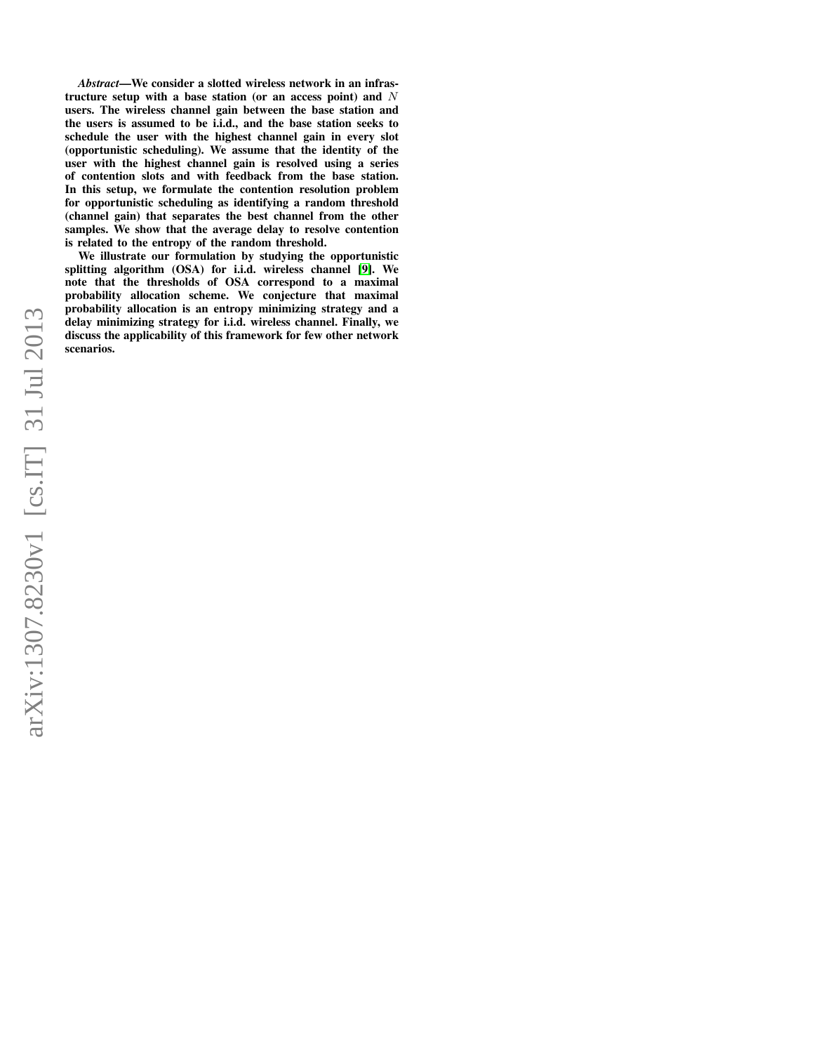***Abstract*—We consider a slotted wireless network in an infrastructure setup with a base station (or an access point) and $N$ users. The wireless channel gain between the base station and the users is assumed to be i.i.d., and the base station seeks to schedule the user with the highest channel gain in every slot (opportunistic scheduling). We assume that the identity of the user with the highest channel gain is resolved using a series of contention slots and with feedback from the base station. In this setup, we formulate the contention resolution problem for opportunistic scheduling as identifying a random threshold (channel gain) that separates the best channel from the other samples. We show that the average delay to resolve contention is related to the entropy of the random threshold.**

**We illustrate our formulation by studying the opportunistic splitting algorithm (OSA) for i.i.d. wireless channel [9]. We note that the thresholds of OSA correspond to a maximal probability allocation scheme. We conjecture that maximal probability allocation is an entropy minimizing strategy and a delay minimizing strategy for i.i.d. wireless channel. Finally, we discuss the applicability of this framework for few other network scenarios.**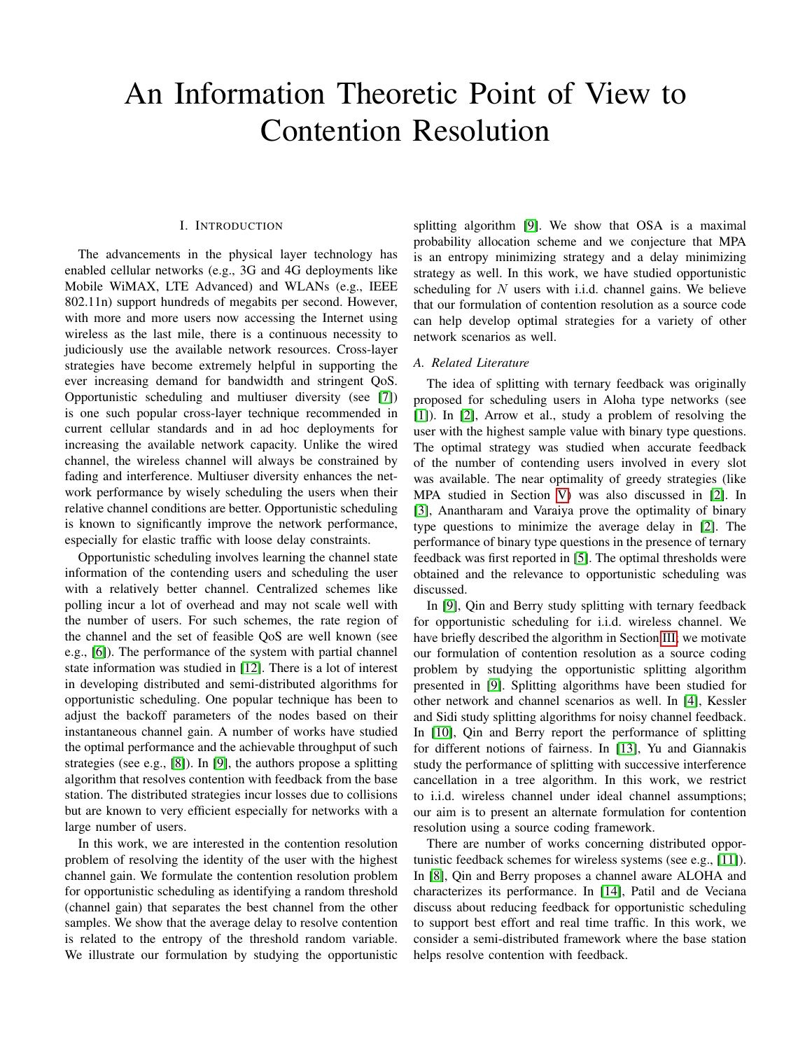# An Information Theoretic Point of View to Contention Resolution

## I. Introduction

The advancements in the physical layer technology has enabled cellular networks (e.g., 3G and 4G deployments like Mobile WiMAX, LTE Advanced) and WLANs (e.g., IEEE 802.11n) support hundreds of megabits per second. However, with more and more users now accessing the Internet using wireless as the last mile, there is a continuous necessity to judiciously use the available network resources. Cross-layer strategies have become extremely helpful in supporting the ever increasing demand for bandwidth and stringent QoS. Opportunistic scheduling and multiuser diversity (see [7]) is one such popular cross-layer technique recommended in current cellular standards and in ad hoc deployments for increasing the available network capacity. Unlike the wired channel, the wireless channel will always be constrained by fading and interference. Multiuser diversity enhances the network performance by wisely scheduling the users when their relative channel conditions are better. Opportunistic scheduling is known to significantly improve the network performance, especially for elastic traffic with loose delay constraints.

Opportunistic scheduling involves learning the channel state information of the contending users and scheduling the user with a relatively better channel. Centralized schemes like polling incur a lot of overhead and may not scale well with the number of users. For such schemes, the rate region of the channel and the set of feasible QoS are well known (see e.g., [6]). The performance of the system with partial channel state information was studied in [12]. There is a lot of interest in developing distributed and semi-distributed algorithms for opportunistic scheduling. One popular technique has been to adjust the backoff parameters of the nodes based on their instantaneous channel gain. A number of works have studied the optimal performance and the achievable throughput of such strategies (see e.g., [8]). In [9], the authors propose a splitting algorithm that resolves contention with feedback from the base station. The distributed strategies incur losses due to collisions but are known to very efficient especially for networks with a large number of users.

In this work, we are interested in the contention resolution problem of resolving the identity of the user with the highest channel gain. We formulate the contention resolution problem for opportunistic scheduling as identifying a random threshold (channel gain) that separates the best channel from the other samples. We show that the average delay to resolve contention is related to the entropy of the threshold random variable. We illustrate our formulation by studying the opportunistic splitting algorithm [9]. We show that OSA is a maximal probability allocation scheme and we conjecture that MPA is an entropy minimizing strategy and a delay minimizing strategy as well. In this work, we have studied opportunistic scheduling for $N$ users with i.i.d. channel gains. We believe that our formulation of contention resolution as a source code can help develop optimal strategies for a variety of other network scenarios as well.

### A. Related Literature

The idea of splitting with ternary feedback was originally proposed for scheduling users in Aloha type networks (see [1]). In [2], Arrow et al., study a problem of resolving the user with the highest sample value with binary type questions. The optimal strategy was studied when accurate feedback of the number of contending users involved in every slot was available. The near optimality of greedy strategies (like MPA studied in Section V) was also discussed in [2]. In [3], Anantharam and Varaiya prove the optimality of binary type questions to minimize the average delay in [2]. The performance of binary type questions in the presence of ternary feedback was first reported in [5]. The optimal thresholds were obtained and the relevance to opportunistic scheduling was discussed.

In [9], Qin and Berry study splitting with ternary feedback for opportunistic scheduling for i.i.d. wireless channel. We have briefly described the algorithm in Section III; we motivate our formulation of contention resolution as a source coding problem by studying the opportunistic splitting algorithm presented in [9]. Splitting algorithms have been studied for other network and channel scenarios as well. In [4], Kessler and Sidi study splitting algorithms for noisy channel feedback. In [10], Qin and Berry report the performance of splitting for different notions of fairness. In [13], Yu and Giannakis study the performance of splitting with successive interference cancellation in a tree algorithm. In this work, we restrict to i.i.d. wireless channel under ideal channel assumptions; our aim is to present an alternate formulation for contention resolution using a source coding framework.

There are number of works concerning distributed opportunistic feedback schemes for wireless systems (see e.g., [11]). In [8], Qin and Berry proposes a channel aware ALOHA and characterizes its performance. In [14], Patil and de Veciana discuss about reducing feedback for opportunistic scheduling to support best effort and real time traffic. In this work, we consider a semi-distributed framework where the base station helps resolve contention with feedback.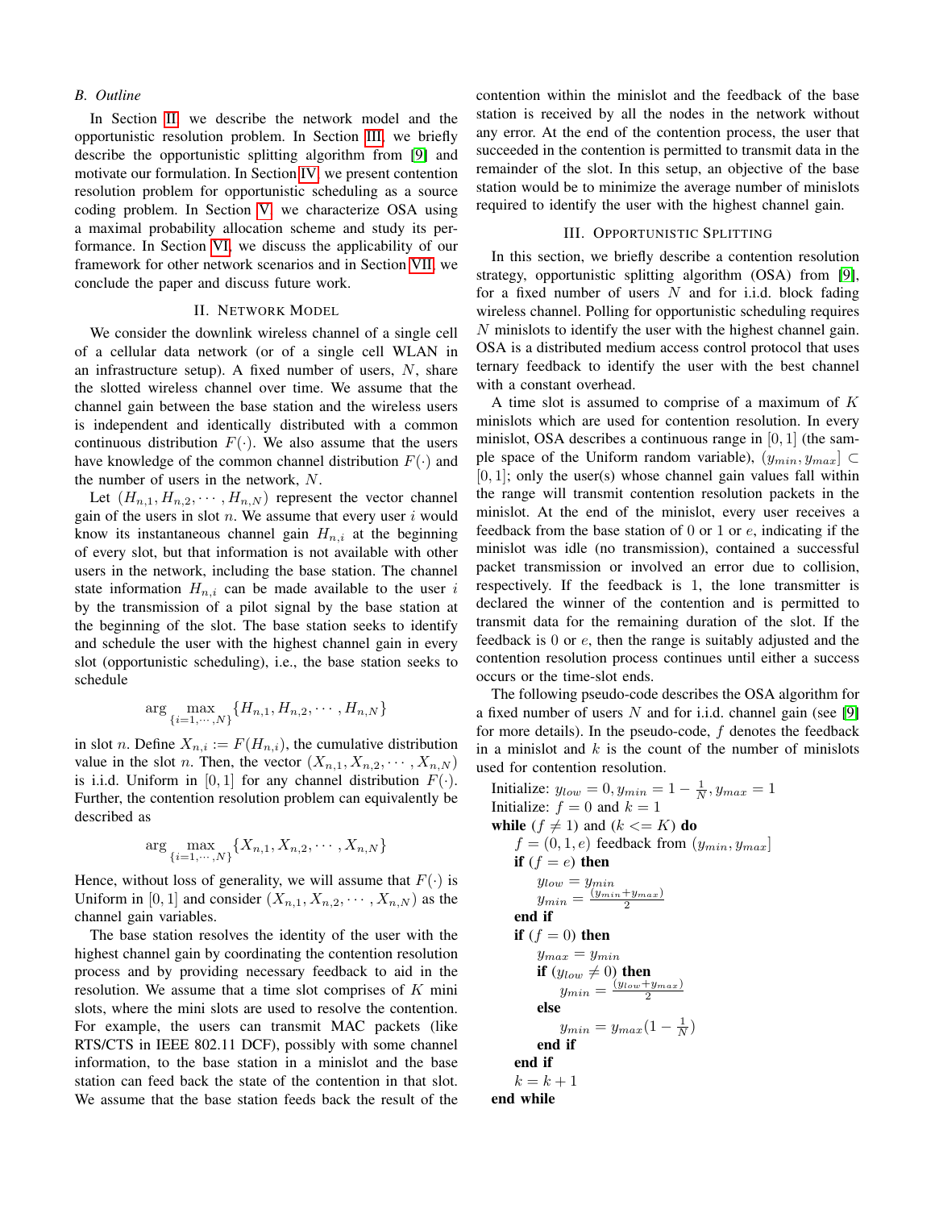### B. Outline

In Section II, we describe the network model and the opportunistic resolution problem. In Section III, we briefly describe the opportunistic splitting algorithm from [9] and motivate our formulation. In Section IV, we present contention resolution problem for opportunistic scheduling as a source coding problem. In Section V, we characterize OSA using a maximal probability allocation scheme and study its performance. In Section VI, we discuss the applicability of our framework for other network scenarios and in Section VII, we conclude the paper and discuss future work.

## II. Network Model

We consider the downlink wireless channel of a single cell of a cellular data network (or of a single cell WLAN in an infrastructure setup). A fixed number of users, $N$, share the slotted wireless channel over time. We assume that the channel gain between the base station and the wireless users is independent and identically distributed with a common continuous distribution $F(\cdot)$. We also assume that the users have knowledge of the common channel distribution $F(\cdot)$ and the number of users in the network, $N$.

Let $(H_{n,1}, H_{n,2}, \cdots, H_{n,N})$ represent the vector channel gain of the users in slot $n$. We assume that every user $i$ would know its instantaneous channel gain $H_{n,i}$ at the beginning of every slot, but that information is not available with other users in the network, including the base station. The channel state information $H_{n,i}$ can be made available to the user $i$ by the transmission of a pilot signal by the base station at the beginning of the slot. The base station seeks to identify and schedule the user with the highest channel gain in every slot (opportunistic scheduling), i.e., the base station seeks to schedule

$$\arg \max_{\{i=1,\cdots,N\}} \{H_{n,1}, H_{n,2}, \cdots, H_{n,N}\}$$

in slot $n$. Define $X_{n,i} := F(H_{n,i})$, the cumulative distribution value in the slot $n$. Then, the vector $(X_{n,1}, X_{n,2}, \cdots, X_{n,N})$ is i.i.d. Uniform in $[0,1]$ for any channel distribution $F(\cdot)$. Further, the contention resolution problem can equivalently be described as

$$\arg \max_{\{i=1,\cdots,N\}} \{X_{n,1}, X_{n,2}, \cdots, X_{n,N}\}$$

Hence, without loss of generality, we will assume that $F(\cdot)$ is Uniform in $[0,1]$ and consider $(X_{n,1}, X_{n,2}, \cdots, X_{n,N})$ as the channel gain variables.

The base station resolves the identity of the user with the highest channel gain by coordinating the contention resolution process and by providing necessary feedback to aid in the resolution. We assume that a time slot comprises of $K$ mini slots, where the mini slots are used to resolve the contention. For example, the users can transmit MAC packets (like RTS/CTS in IEEE 802.11 DCF), possibly with some channel information, to the base station in a minislot and the base station can feed back the state of the contention in that slot. We assume that the base station feeds back the result of the contention within the minislot and the feedback of the base station is received by all the nodes in the network without any error. At the end of the contention process, the user that succeeded in the contention is permitted to transmit data in the remainder of the slot. In this setup, an objective of the base station would be to minimize the average number of minislots required to identify the user with the highest channel gain.

## III. Opportunistic Splitting

In this section, we briefly describe a contention resolution strategy, opportunistic splitting algorithm (OSA) from [9], for a fixed number of users $N$ and for i.i.d. block fading wireless channel. Polling for opportunistic scheduling requires $N$ minislots to identify the user with the highest channel gain. OSA is a distributed medium access control protocol that uses ternary feedback to identify the user with the best channel with a constant overhead.

A time slot is assumed to comprise of a maximum of $K$ minislots which are used for contention resolution. In every minislot, OSA describes a continuous range in $[0,1]$ (the sample space of the Uniform random variable), $(y_{min}, y_{max}] \subset [0,1]$; only the user(s) whose channel gain values fall within the range will transmit contention resolution packets in the minislot. At the end of the minislot, every user receives a feedback from the base station of $0$ or $1$ or $e$, indicating if the minislot was idle (no transmission), contained a successful packet transmission or involved an error due to collision, respectively. If the feedback is $1$, the lone transmitter is declared the winner of the contention and is permitted to transmit data for the remaining duration of the slot. If the feedback is $0$ or $e$, then the range is suitably adjusted and the contention resolution process continues until either a success occurs or the time-slot ends.

The following pseudo-code describes the OSA algorithm for a fixed number of users $N$ and for i.i.d. channel gain (see [9] for more details). In the pseudo-code, $f$ denotes the feedback in a minislot and $k$ is the count of the number of minislots used for contention resolution.

Initialize: $y_{low} = 0, y_{min} = 1 - \frac{1}{N}, y_{max} = 1$
Initialize: $f = 0$ and $k = 1$
**while** $(f \neq 1)$ and $(k <= K)$ **do**
  $f = (0, 1, e)$ feedback from $(y_{min}, y_{max}]$
  **if** $(f = e)$ **then**
    $y_{low} = y_{min}$
    $y_{min} = \frac{(y_{min} + y_{max})}{2}$
  **end if**
  **if** $(f = 0)$ **then**
    $y_{max} = y_{min}$
    **if** $(y_{low} \neq 0)$ **then**
      $y_{min} = \frac{(y_{low} + y_{max})}{2}$
    **else**
      $y_{min} = y_{max}(1 - \frac{1}{N})$
    **end if**
  **end if**
  $k = k + 1$
**end while**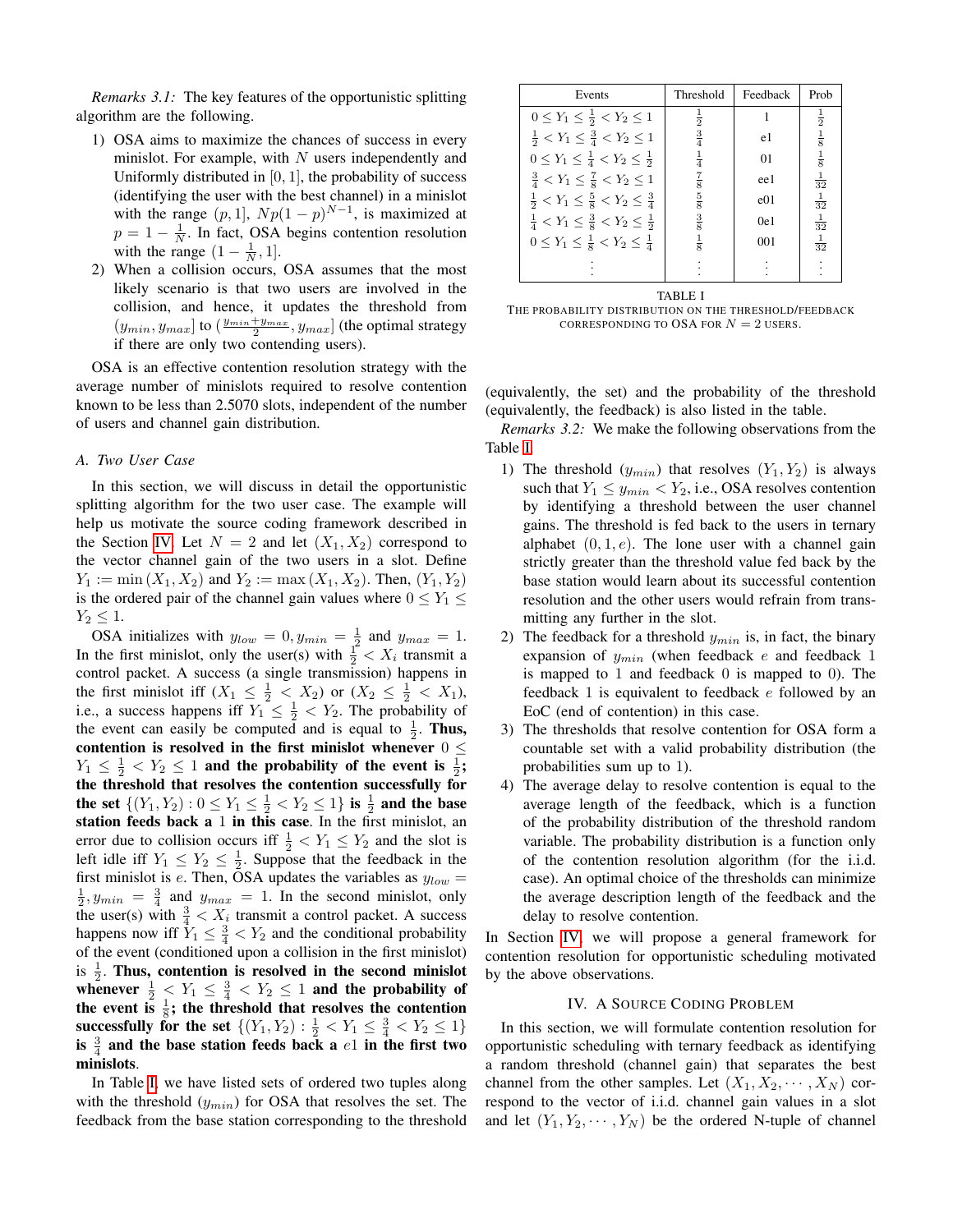*Remarks 3.1:* The key features of the opportunistic splitting algorithm are the following.

1) OSA aims to maximize the chances of success in every minislot. For example, with $N$ users independently and Uniformly distributed in $[0, 1]$, the probability of success (identifying the user with the best channel) in a minislot with the range $(p, 1]$, $Np(1-p)^{N-1}$, is maximized at $p = 1 - \frac{1}{N}$. In fact, OSA begins contention resolution with the range $(1 - \frac{1}{N}, 1]$.
2) When a collision occurs, OSA assumes that the most likely scenario is that two users are involved in the collision, and hence, it updates the threshold from $(y_{min}, y_{max}]$ to $(\frac{y_{min}+y_{max}}{2}, y_{max}]$ (the optimal strategy if there are only two contending users).

OSA is an effective contention resolution strategy with the average number of minislots required to resolve contention known to be less than 2.5070 slots, independent of the number of users and channel gain distribution.

### A. Two User Case

In this section, we will discuss in detail the opportunistic splitting algorithm for the two user case. The example will help us motivate the source coding framework described in the Section IV. Let $N = 2$ and let $(X_1, X_2)$ correspond to the vector channel gain of the two users in a slot. Define $Y_1 := \min(X_1, X_2)$ and $Y_2 := \max(X_1, X_2)$. Then, $(Y_1, Y_2)$ is the ordered pair of the channel gain values where $0 \le Y_1 \le Y_2 \le 1$.

OSA initializes with $y_{low} = 0, y_{min} = \frac{1}{2}$ and $y_{max} = 1$. In the first minislot, only the user(s) with $\frac{1}{2} < X_i$ transmit a control packet. A success (a single transmission) happens in the first minislot iff $(X_1 \le \frac{1}{2} < X_2)$ or $(X_2 \le \frac{1}{2} < X_1)$, i.e., a success happens iff $Y_1 \le \frac{1}{2} < Y_2$. The probability of the event can easily be computed and is equal to $\frac{1}{2}$. **Thus, contention is resolved in the first minislot whenever $0 \le Y_1 \le \frac{1}{2} < Y_2 \le 1$ and the probability of the event is $\frac{1}{2}$; the threshold that resolves the contention successfully for the set $\{(Y_1, Y_2) : 0 \le Y_1 \le \frac{1}{2} < Y_2 \le 1\}$ is $\frac{1}{2}$ and the base station feeds back a $1$ in this case**. In the first minislot, an error due to collision occurs iff $\frac{1}{2} < Y_1 \le Y_2$ and the slot is left idle iff $Y_1 \le Y_2 \le \frac{1}{2}$. Suppose that the feedback in the first minislot is $e$. Then, OSA updates the variables as $y_{low} = \frac{1}{2}, y_{min} = \frac{3}{4}$ and $y_{max} = 1$. In the second minislot, only the user(s) with $\frac{3}{4} < X_i$ transmit a control packet. A success happens now iff $Y_1 \le \frac{3}{4} < Y_2$ and the conditional probability of the event (conditioned upon a collision in the first minislot) is $\frac{1}{2}$. **Thus, contention is resolved in the second minislot whenever $\frac{1}{2} < Y_1 \le \frac{3}{4} < Y_2 \le 1$ and the probability of the event is $\frac{1}{8}$; the threshold that resolves the contention successfully for the set $\{(Y_1, Y_2) : \frac{1}{2} < Y_1 \le \frac{3}{4} < Y_2 \le 1\}$ is $\frac{3}{4}$ and the base station feeds back a $e1$ in the first two minislots**.

In Table I, we have listed sets of ordered two tuples along with the threshold ($y_{min}$) for OSA that resolves the set. The feedback from the base station corresponding to the threshold

| Events | Threshold | Feedback | Prob |
|---|---|---|---|
| $0 \le Y_1 \le \frac{1}{2} < Y_2 \le 1$ | $\frac{1}{2}$ | 1 | $\frac{1}{2}$ |
| $\frac{1}{2} < Y_1 \le \frac{3}{4} < Y_2 \le 1$ | $\frac{3}{4}$ | e1 | $\frac{1}{8}$ |
| $0 \le Y_1 \le \frac{1}{4} < Y_2 \le \frac{1}{2}$ | $\frac{1}{4}$ | 01 | $\frac{1}{8}$ |
| $\frac{3}{4} < Y_1 \le \frac{7}{8} < Y_2 \le 1$ | $\frac{7}{8}$ | ee1 | $\frac{1}{32}$ |
| $\frac{1}{2} < Y_1 \le \frac{5}{8} < Y_2 \le \frac{3}{4}$ | $\frac{5}{8}$ | e01 | $\frac{1}{32}$ |
| $\frac{1}{4} < Y_1 \le \frac{3}{8} < Y_2 \le \frac{1}{2}$ | $\frac{3}{8}$ | 0e1 | $\frac{1}{32}$ |
| $0 \le Y_1 \le \frac{1}{8} < Y_2 \le \frac{1}{4}$ | $\frac{1}{8}$ | 001 | $\frac{1}{32}$ |
| $\vdots$ | $\vdots$ | $\vdots$ | $\vdots$ |

TABLE I
THE PROBABILITY DISTRIBUTION ON THE THRESHOLD/FEEDBACK CORRESPONDING TO OSA FOR $N = 2$ USERS.

(equivalently, the set) and the probability of the threshold (equivalently, the feedback) is also listed in the table.

*Remarks 3.2:* We make the following observations from the Table I.

1) The threshold ($y_{min}$) that resolves $(Y_1, Y_2)$ is always such that $Y_1 \le y_{min} < Y_2$, i.e., OSA resolves contention by identifying a threshold between the user channel gains. The threshold is fed back to the users in ternary alphabet $(0, 1, e)$. The lone user with a channel gain strictly greater than the threshold value fed back by the base station would learn about its successful contention resolution and the other users would refrain from transmitting any further in the slot.
2) The feedback for a threshold $y_{min}$ is, in fact, the binary expansion of $y_{min}$ (when feedback $e$ and feedback $1$ is mapped to 1 and feedback 0 is mapped to 0). The feedback 1 is equivalent to feedback $e$ followed by an EoC (end of contention) in this case.
3) The thresholds that resolve contention for OSA form a countable set with a valid probability distribution (the probabilities sum up to 1).
4) The average delay to resolve contention is equal to the average length of the feedback, which is a function of the probability distribution of the threshold random variable. The probability distribution is a function only of the contention resolution algorithm (for the i.i.d. case). An optimal choice of the thresholds can minimize the average description length of the feedback and the delay to resolve contention.

In Section IV, we will propose a general framework for contention resolution for opportunistic scheduling motivated by the above observations.

## IV. A Source Coding Problem

In this section, we will formulate contention resolution for opportunistic scheduling with ternary feedback as identifying a random threshold (channel gain) that separates the best channel from the other samples. Let $(X_1, X_2, \cdots, X_N)$ correspond to the vector of i.i.d. channel gain values in a slot and let $(Y_1, Y_2, \cdots, Y_N)$ be the ordered N-tuple of channel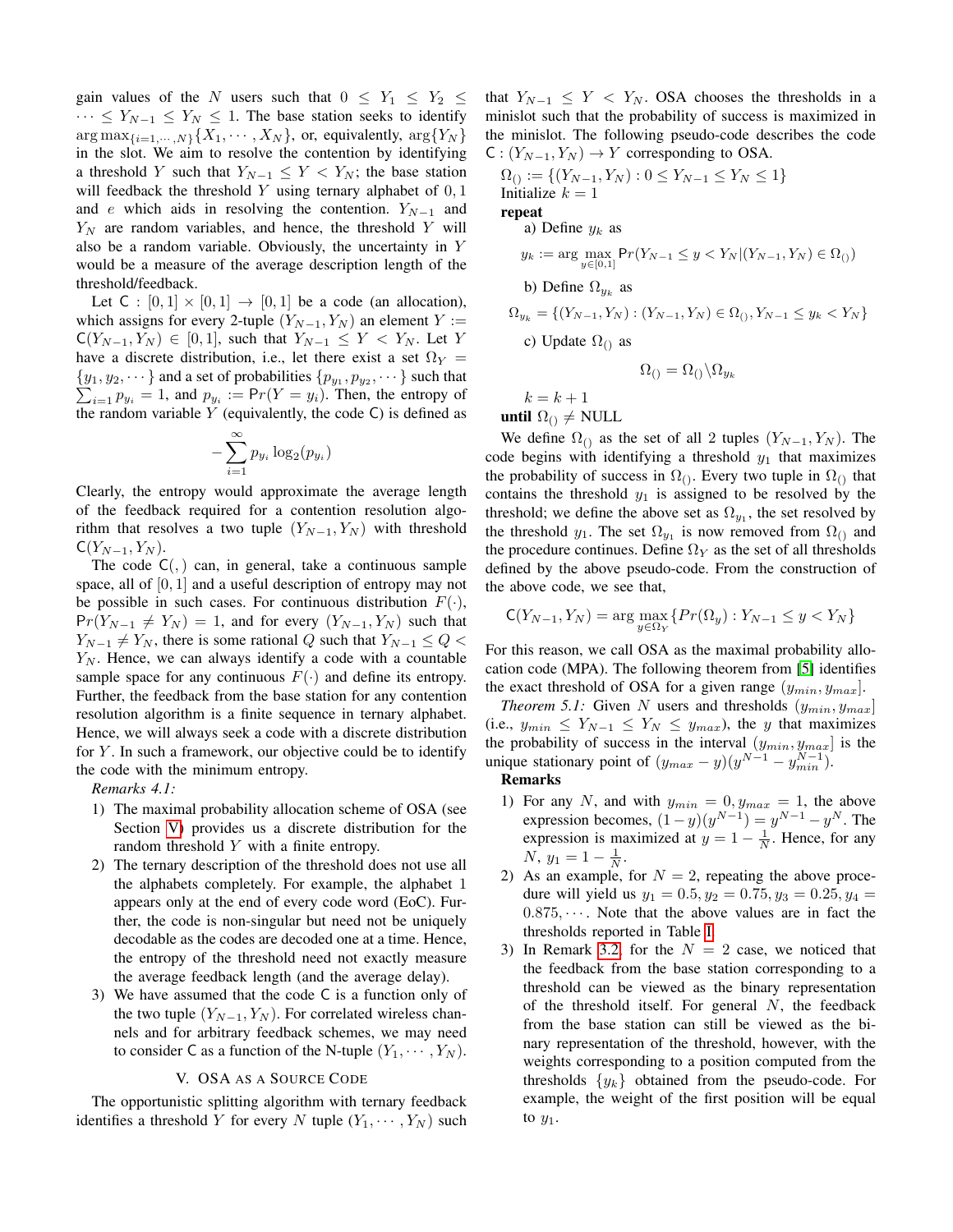gain values of the $N$ users such that $0 \leq Y_1 \leq Y_2 \leq \cdots \leq Y_{N-1} \leq Y_N \leq 1$. The base station seeks to identify $\arg\max_{\{i=1,\cdots,N\}}\{X_1,\cdots,X_N\}$, or, equivalently, $\arg\{Y_N\}$ in the slot. We aim to resolve the contention by identifying a threshold $Y$ such that $Y_{N-1} \leq Y < Y_N$; the base station will feedback the threshold $Y$ using ternary alphabet of $0, 1$ and $e$ which aids in resolving the contention. $Y_{N-1}$ and $Y_N$ are random variables, and hence, the threshold $Y$ will also be a random variable. Obviously, the uncertainty in $Y$ would be a measure of the average description length of the threshold/feedback.

Let $\mathsf{C} : [0,1] \times [0,1] \to [0,1]$ be a code (an allocation), which assigns for every 2-tuple $(Y_{N-1}, Y_N)$ an element $Y := \mathsf{C}(Y_{N-1}, Y_N) \in [0,1]$, such that $Y_{N-1} \leq Y < Y_N$. Let $Y$ have a discrete distribution, i.e., let there exist a set $\Omega_Y = \{y_1, y_2, \cdots\}$ and a set of probabilities $\{p_{y_1}, p_{y_2}, \cdots\}$ such that $\sum_{i=1} p_{y_i} = 1$, and $p_{y_i} := \mathsf{P}r(Y = y_i)$. Then, the entropy of the random variable $Y$ (equivalently, the code $\mathsf{C}$) is defined as

$$-\sum_{i=1}^{\infty} p_{y_i} \log_2(p_{y_i})$$

Clearly, the entropy would approximate the average length of the feedback required for a contention resolution algorithm that resolves a two tuple $(Y_{N-1}, Y_N)$ with threshold $\mathsf{C}(Y_{N-1}, Y_N)$.

The code $\mathsf{C}(,)$ can, in general, take a continuous sample space, all of $[0,1]$ and a useful description of entropy may not be possible in such cases. For continuous distribution $F(\cdot)$, $\mathsf{P}r(Y_{N-1} \neq Y_N) = 1$, and for every $(Y_{N-1}, Y_N)$ such that $Y_{N-1} \neq Y_N$, there is some rational $Q$ such that $Y_{N-1} \leq Q < Y_N$. Hence, we can always identify a code with a countable sample space for any continuous $F(\cdot)$ and define its entropy. Further, the feedback from the base station for any contention resolution algorithm is a finite sequence in ternary alphabet. Hence, we will always seek a code with a discrete distribution for $Y$. In such a framework, our objective could be to identify the code with the minimum entropy.

*Remarks 4.1:*

1) The maximal probability allocation scheme of OSA (see Section V) provides us a discrete distribution for the random threshold $Y$ with a finite entropy.
2) The ternary description of the threshold does not use all the alphabets completely. For example, the alphabet 1 appears only at the end of every code word (EoC). Further, the code is non-singular but need not be uniquely decodable as the codes are decoded one at a time. Hence, the entropy of the threshold need not exactly measure the average feedback length (and the average delay).
3) We have assumed that the code $\mathsf{C}$ is a function only of the two tuple $(Y_{N-1}, Y_N)$. For correlated wireless channels and for arbitrary feedback schemes, we may need to consider $\mathsf{C}$ as a function of the N-tuple $(Y_1, \cdots, Y_N)$.

## V. OSA as a Source Code

The opportunistic splitting algorithm with ternary feedback identifies a threshold $Y$ for every $N$ tuple $(Y_1, \cdots, Y_N)$ such that $Y_{N-1} \leq Y < Y_N$. OSA chooses the thresholds in a minislot such that the probability of success is maximized in the minislot. The following pseudo-code describes the code $\mathsf{C} : (Y_{N-1}, Y_N) \to Y$ corresponding to OSA.

$\Omega_{()} := \{(Y_{N-1}, Y_N) : 0 \leq Y_{N-1} \leq Y_N \leq 1\}$
Initialize $k = 1$
**repeat**

a) Define $y_k$ as

$$y_k := \arg\max_{y\in[0,1]} \mathsf{P}r(Y_{N-1} \leq y < Y_N | (Y_{N-1}, Y_N) \in \Omega_{()})$$

b) Define $\Omega_{y_k}$ as

$$\Omega_{y_k} = \{(Y_{N-1}, Y_N) : (Y_{N-1}, Y_N) \in \Omega_{()}, Y_{N-1} \leq y_k < Y_N\}$$

c) Update $\Omega_{()}$ as

$$\Omega_{()} = \Omega_{()} \backslash \Omega_{y_k}$$

$k = k + 1$
**until** $\Omega_{()} \neq$ NULL

We define $\Omega_{()}$ as the set of all 2 tuples $(Y_{N-1}, Y_N)$. The code begins with identifying a threshold $y_1$ that maximizes the probability of success in $\Omega_{()}$. Every two tuple in $\Omega_{()}$ that contains the threshold $y_1$ is assigned to be resolved by the threshold; we define the above set as $\Omega_{y_1}$, the set resolved by the threshold $y_1$. The set $\Omega_{y_1}$ is now removed from $\Omega_{()}$ and the procedure continues. Define $\Omega_Y$ as the set of all thresholds defined by the above pseudo-code. From the construction of the above code, we see that,

$$\mathsf{C}(Y_{N-1}, Y_N) = \arg\max_{y\in\Omega_Y}\{Pr(\Omega_y) : Y_{N-1} \leq y < Y_N\}$$

For this reason, we call OSA as the maximal probability allocation code (MPA). The following theorem from [5] identifies the exact threshold of OSA for a given range $(y_{min}, y_{max}]$.

*Theorem 5.1:* Given $N$ users and thresholds $(y_{min}, y_{max}]$ (i.e., $y_{min} \leq Y_{N-1} \leq Y_N \leq y_{max}$), the $y$ that maximizes the probability of success in the interval $(y_{min}, y_{max}]$ is the unique stationary point of $(y_{max} - y)(y^{N-1} - y_{min}^{N-1})$.

**Remarks**

1) For any $N$, and with $y_{min} = 0, y_{max} = 1$, the above expression becomes, $(1-y)(y^{N-1}) = y^{N-1} - y^N$. The expression is maximized at $y = 1 - \frac{1}{N}$. Hence, for any $N$, $y_1 = 1 - \frac{1}{N}$.
2) As an example, for $N = 2$, repeating the above procedure will yield us $y_1 = 0.5, y_2 = 0.75, y_3 = 0.25, y_4 = 0.875, \cdots$. Note that the above values are in fact the thresholds reported in Table I.
3) In Remark 3.2, for the $N = 2$ case, we noticed that the feedback from the base station corresponding to a threshold can be viewed as the binary representation of the threshold itself. For general $N$, the feedback from the base station can still be viewed as the binary representation of the threshold, however, with the weights corresponding to a position computed from the thresholds $\{y_k\}$ obtained from the pseudo-code. For example, the weight of the first position will be equal to $y_1$.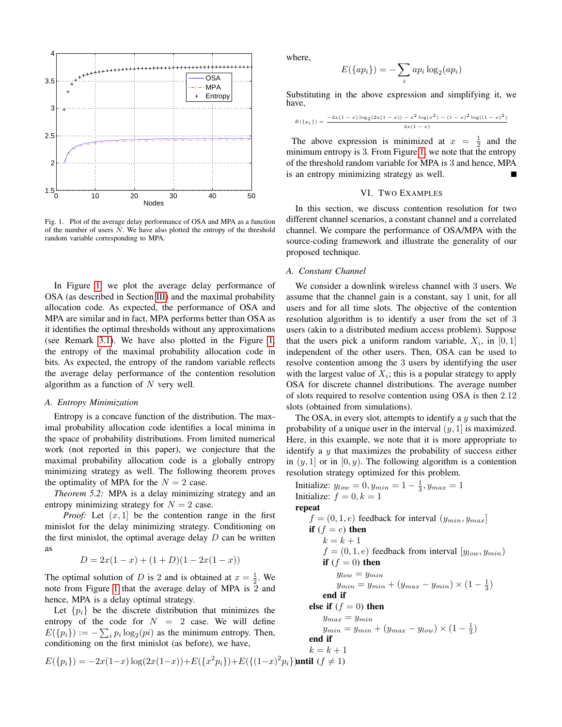Fig. 1. Plot of the average delay performance of OSA and MPA as a function of the number of users $N$. We have also plotted the entropy of the threshold random variable corresponding to MPA.

In Figure 1, we plot the average delay performance of OSA (as described in Section III) and the maximal probability allocation code. As expected, the performance of OSA and MPA are similar and in fact, MPA performs better than OSA as it identifies the optimal thresholds without any approximations (see Remark 3.1). We have also plotted in the Figure 1, the entropy of the maximal probability allocation code in bits. As expected, the entropy of the random variable reflects the average delay performance of the contention resolution algorithm as a function of $N$ very well.

### A. Entropy Minimization

Entropy is a concave function of the distribution. The maximal probability allocation code identifies a local minima in the space of probability distributions. From limited numerical work (not reported in this paper), we conjecture that the maximal probability allocation code is a globally entropy minimizing strategy as well. The following theorem proves the optimality of MPA for the $N = 2$ case.

*Theorem 5.2:* MPA is a delay minimizing strategy and an entropy minimizing strategy for $N = 2$ case.

*Proof:* Let $(x, 1]$ be the contention range in the first minislot for the delay minimizing strategy. Conditioning on the first minislot, the optimal average delay $D$ can be written as

$$D = 2x(1-x) + (1 + D)(1 - 2x(1-x))$$

The optimal solution of $D$ is 2 and is obtained at $x = \frac{1}{2}$. We note from Figure 1 that the average delay of MPA is 2 and hence, MPA is a delay optimal strategy.

Let $\{p_i\}$ be the discrete distribution that minimizes the entropy of the code for $N = 2$ case. We will define $E(\{p_i\}) := -\sum_i p_i \log_2(pi)$ as the minimum entropy. Then, conditioning on the first minislot (as before), we have,

$$E(\{p_i\}) = -2x(1-x)\log(2x(1-x)) + E(\{x^2 p_i\}) + E(\{(1-x)^2 p_i\})$$

where,

$$E(\{ap_i\}) = -\sum_i ap_i \log_2(ap_i)$$

Substituting in the above expression and simplifying it, we have,

$$E(\{p_i\}) = \frac{-2x(1-x)\log_2(2x(1-x)) - x^2\log(x^2) - (1-x)^2\log((1-x)^2)}{2x(1-x)}$$

The above expression is minimized at $x = \frac{1}{2}$ and the minimum entropy is 3. From Figure 1, we note that the entropy of the threshold random variable for MPA is 3 and hence, MPA is an entropy minimizing strategy as well. ■

## VI. Two Examples

In this section, we discuss contention resolution for two different channel scenarios, a constant channel and a correlated channel. We compare the performance of OSA/MPA with the source-coding framework and illustrate the generality of our proposed technique.

### A. Constant Channel

We consider a downlink wireless channel with 3 users. We assume that the channel gain is a constant, say 1 unit, for all users and for all time slots. The objective of the contention resolution algorithm is to identify a user from the set of 3 users (akin to a distributed medium access problem). Suppose that the users pick a uniform random variable, $X_i$, in $[0, 1]$ independent of the other users. Then, OSA can be used to resolve contention among the 3 users by identifying the user with the largest value of $X_i$; this is a popular strategy to apply OSA for discrete channel distributions. The average number of slots required to resolve contention using OSA is then 2.12 slots (obtained from simulations).

The OSA, in every slot, attempts to identify a $y$ such that the probability of a unique user in the interval $(y, 1]$ is maximized. Here, in this example, we note that it is more appropriate to identify a $y$ that maximizes the probability of success either in $(y, 1]$ or in $[0, y)$. The following algorithm is a contention resolution strategy optimized for this problem.

```
Initialize: y_low = 0, y_min = 1 − 1/3, y_max = 1
Initialize: f = 0, k = 1
repeat
    f = (0, 1, e) feedback for interval (y_min, y_max]
    if (f = e) then
        k = k + 1
        f = (0, 1, e) feedback from interval [y_low, y_min)
        if (f = 0) then
            y_low = y_min
            y_min = y_min + (y_max − y_min) × (1 − 1/3)
        end if
    else if (f = 0) then
        y_max = y_min
        y_min = y_min + (y_max − y_low) × (1 − 1/3)
    end if
    k = k + 1
until (f ≠ 1)
```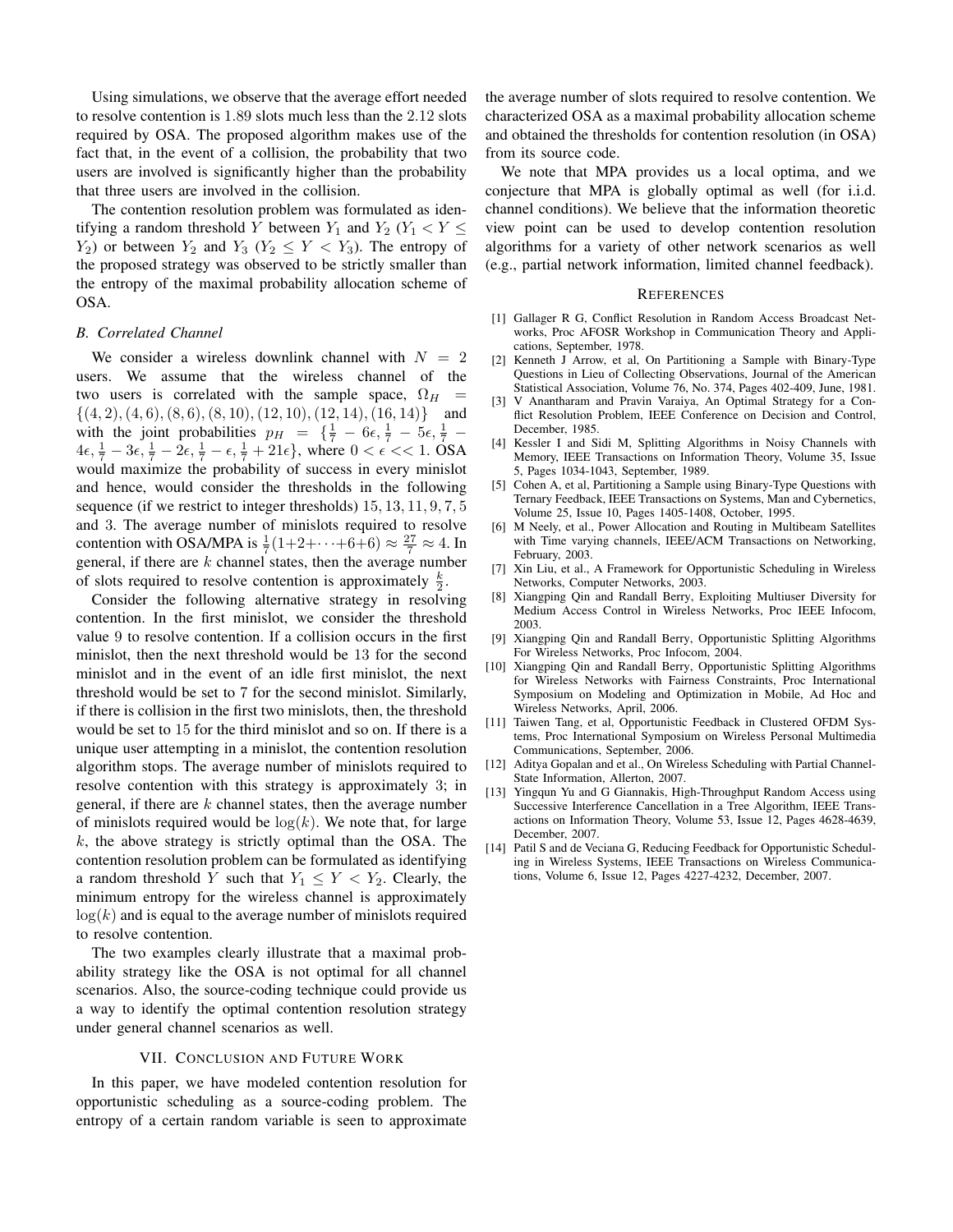Using simulations, we observe that the average effort needed to resolve contention is $1.89$ slots much less than the $2.12$ slots required by OSA. The proposed algorithm makes use of the fact that, in the event of a collision, the probability that two users are involved is significantly higher than the probability that three users are involved in the collision.

The contention resolution problem was formulated as identifying a random threshold $Y$ between $Y_1$ and $Y_2$ ($Y_1 < Y \leq Y_2$) or between $Y_2$ and $Y_3$ ($Y_2 \leq Y < Y_3$). The entropy of the proposed strategy was observed to be strictly smaller than the entropy of the maximal probability allocation scheme of OSA.

### *B. Correlated Channel*

We consider a wireless downlink channel with $N = 2$ users. We assume that the wireless channel of the two users is correlated with the sample space, $\Omega_H = \{(4,2),(4,6),(8,6),(8,10),(12,10),(12,14),(16,14)\}$ and with the joint probabilities $p_H = \{\frac{1}{7} - 6\epsilon, \frac{1}{7} - 5\epsilon, \frac{1}{7} - 4\epsilon, \frac{1}{7} - 3\epsilon, \frac{1}{7} - 2\epsilon, \frac{1}{7} - \epsilon, \frac{1}{7} + 21\epsilon\}$, where $0 < \epsilon << 1$. OSA would maximize the probability of success in every minislot and hence, would consider the thresholds in the following sequence (if we restrict to integer thresholds) $15, 13, 11, 9, 7, 5$ and $3$. The average number of minislots required to resolve contention with OSA/MPA is $\frac{1}{7}(1+2+\cdots+6+6) \approx \frac{27}{7} \approx 4$. In general, if there are $k$ channel states, then the average number of slots required to resolve contention is approximately $\frac{k}{2}$.

Consider the following alternative strategy in resolving contention. In the first minislot, we consider the threshold value $9$ to resolve contention. If a collision occurs in the first minislot, then the next threshold would be $13$ for the second minislot and in the event of an idle first minislot, the next threshold would be set to $7$ for the second minislot. Similarly, if there is collision in the first two minislots, then, the threshold would be set to $15$ for the third minislot and so on. If there is a unique user attempting in a minislot, the contention resolution algorithm stops. The average number of minislots required to resolve contention with this strategy is approximately $3$; in general, if there are $k$ channel states, then the average number of minislots required would be $\log(k)$. We note that, for large $k$, the above strategy is strictly optimal than the OSA. The contention resolution problem can be formulated as identifying a random threshold $Y$ such that $Y_1 \leq Y < Y_2$. Clearly, the minimum entropy for the wireless channel is approximately $\log(k)$ and is equal to the average number of minislots required to resolve contention.

The two examples clearly illustrate that a maximal probability strategy like the OSA is not optimal for all channel scenarios. Also, the source-coding technique could provide us a way to identify the optimal contention resolution strategy under general channel scenarios as well.

## VII. Conclusion and Future Work

In this paper, we have modeled contention resolution for opportunistic scheduling as a source-coding problem. The entropy of a certain random variable is seen to approximate the average number of slots required to resolve contention. We characterized OSA as a maximal probability allocation scheme and obtained the thresholds for contention resolution (in OSA) from its source code.

We note that MPA provides us a local optima, and we conjecture that MPA is globally optimal as well (for i.i.d. channel conditions). We believe that the information theoretic view point can be used to develop contention resolution algorithms for a variety of other network scenarios as well (e.g., partial network information, limited channel feedback).

## References

[1] Gallager R G, Conflict Resolution in Random Access Broadcast Networks, Proc AFOSR Workshop in Communication Theory and Applications, September, 1978.

[2] Kenneth J Arrow, et al, On Partitioning a Sample with Binary-Type Questions in Lieu of Collecting Observations, Journal of the American Statistical Association, Volume 76, No. 374, Pages 402-409, June, 1981.

[3] V Anantharam and Pravin Varaiya, An Optimal Strategy for a Conflict Resolution Problem, IEEE Conference on Decision and Control, December, 1985.

[4] Kessler I and Sidi M, Splitting Algorithms in Noisy Channels with Memory, IEEE Transactions on Information Theory, Volume 35, Issue 5, Pages 1034-1043, September, 1989.

[5] Cohen A, et al, Partitioning a Sample using Binary-Type Questions with Ternary Feedback, IEEE Transactions on Systems, Man and Cybernetics, Volume 25, Issue 10, Pages 1405-1408, October, 1995.

[6] M Neely, et al., Power Allocation and Routing in Multibeam Satellites with Time varying channels, IEEE/ACM Transactions on Networking, February, 2003.

[7] Xin Liu, et al., A Framework for Opportunistic Scheduling in Wireless Networks, Computer Networks, 2003.

[8] Xiangping Qin and Randall Berry, Exploiting Multiuser Diversity for Medium Access Control in Wireless Networks, Proc IEEE Infocom, 2003.

[9] Xiangping Qin and Randall Berry, Opportunistic Splitting Algorithms For Wireless Networks, Proc Infocom, 2004.

[10] Xiangping Qin and Randall Berry, Opportunistic Splitting Algorithms for Wireless Networks with Fairness Constraints, Proc International Symposium on Modeling and Optimization in Mobile, Ad Hoc and Wireless Networks, April, 2006.

[11] Taiwen Tang, et al, Opportunistic Feedback in Clustered OFDM Systems, Proc International Symposium on Wireless Personal Multimedia Communications, September, 2006.

[12] Aditya Gopalan and et al., On Wireless Scheduling with Partial Channel-State Information, Allerton, 2007.

[13] Yingqun Yu and G Giannakis, High-Throughput Random Access using Successive Interference Cancellation in a Tree Algorithm, IEEE Transactions on Information Theory, Volume 53, Issue 12, Pages 4628-4639, December, 2007.

[14] Patil S and de Veciana G, Reducing Feedback for Opportunistic Scheduling in Wireless Systems, IEEE Transactions on Wireless Communications, Volume 6, Issue 12, Pages 4227-4232, December, 2007.